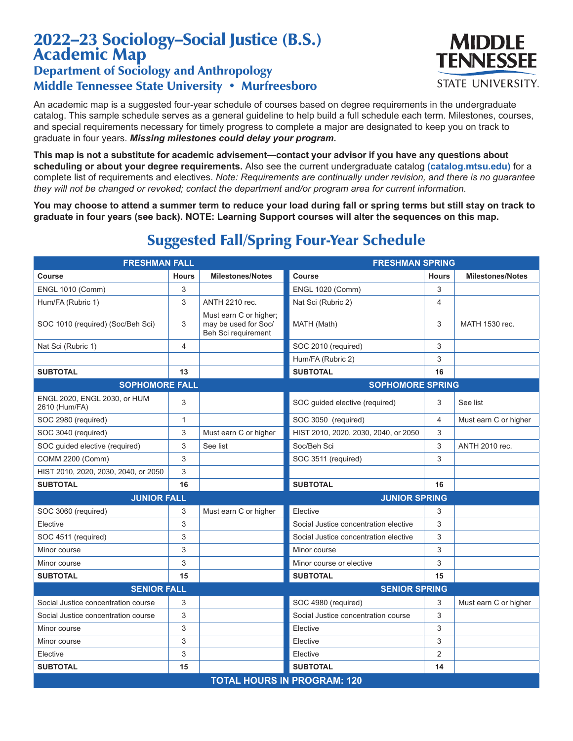# 2022–23 Sociology–Social Justice (B.S.) Academic Map

## Department of Sociology and Anthropology

## Middle Tennessee State University • Murfreesboro

MIDDLE TENNESSEE STATE UNIVERSITY.

An academic map is a suggested four-year schedule of courses based on degree requirements in the undergraduate catalog. This sample schedule serves as a general guideline to help build a full schedule each term. Milestones, courses, and special requirements necessary for timely progress to complete a major are designated to keep you on track to graduate in four years. ***Missing milestones could delay your program.***

**This map is not a substitute for academic advisement—contact your advisor if you have any questions about scheduling or about your degree requirements.** Also see the current undergraduate catalog **(catalog.mtsu.edu)** for a complete list of requirements and electives. *Note: Requirements are continually under revision, and there is no guarantee they will not be changed or revoked; contact the department and/or program area for current information.*

**You may choose to attend a summer term to reduce your load during fall or spring terms but still stay on track to graduate in four years (see back). NOTE: Learning Support courses will alter the sequences on this map.**

## Suggested Fall/Spring Four-Year Schedule

| **FRESHMAN FALL** | | | **FRESHMAN SPRING** | | |
|---|---|---|---|---|---|
| **Course** | **Hours** | **Milestones/Notes** | **Course** | **Hours** | **Milestones/Notes** |
| ENGL 1010 (Comm) | 3 | | ENGL 1020 (Comm) | 3 | |
| Hum/FA (Rubric 1) | 3 | ANTH 2210 rec. | Nat Sci (Rubric 2) | 4 | |
| SOC 1010 (required) (Soc/Beh Sci) | 3 | Must earn C or higher; may be used for Soc/Beh Sci requirement | MATH (Math) | 3 | MATH 1530 rec. |
| Nat Sci (Rubric 1) | 4 | | SOC 2010 (required) | 3 | |
| | | | Hum/FA (Rubric 2) | 3 | |
| **SUBTOTAL** | **13** | | **SUBTOTAL** | **16** | |
| **SOPHOMORE FALL** | | | **SOPHOMORE SPRING** | | |
| ENGL 2020, ENGL 2030, or HUM 2610 (Hum/FA) | 3 | | SOC guided elective (required) | 3 | See list |
| SOC 2980 (required) | 1 | | SOC 3050 (required) | 4 | Must earn C or higher |
| SOC 3040 (required) | 3 | Must earn C or higher | HIST 2010, 2020, 2030, 2040, or 2050 | 3 | |
| SOC guided elective (required) | 3 | See list | Soc/Beh Sci | 3 | ANTH 2010 rec. |
| COMM 2200 (Comm) | 3 | | SOC 3511 (required) | 3 | |
| HIST 2010, 2020, 2030, 2040, or 2050 | 3 | | | | |
| **SUBTOTAL** | **16** | | **SUBTOTAL** | **16** | |
| **JUNIOR FALL** | | | **JUNIOR SPRING** | | |
| SOC 3060 (required) | 3 | Must earn C or higher | Elective | 3 | |
| Elective | 3 | | Social Justice concentration elective | 3 | |
| SOC 4511 (required) | 3 | | Social Justice concentration elective | 3 | |
| Minor course | 3 | | Minor course | 3 | |
| Minor course | 3 | | Minor course or elective | 3 | |
| **SUBTOTAL** | **15** | | **SUBTOTAL** | **15** | |
| **SENIOR FALL** | | | **SENIOR SPRING** | | |
| Social Justice concentration course | 3 | | SOC 4980 (required) | 3 | Must earn C or higher |
| Social Justice concentration course | 3 | | Social Justice concentration course | 3 | |
| Minor course | 3 | | Elective | 3 | |
| Minor course | 3 | | Elective | 3 | |
| Elective | 3 | | Elective | 2 | |
| **SUBTOTAL** | **15** | | **SUBTOTAL** | **14** | |
| **TOTAL HOURS IN PROGRAM: 120** | | | | | |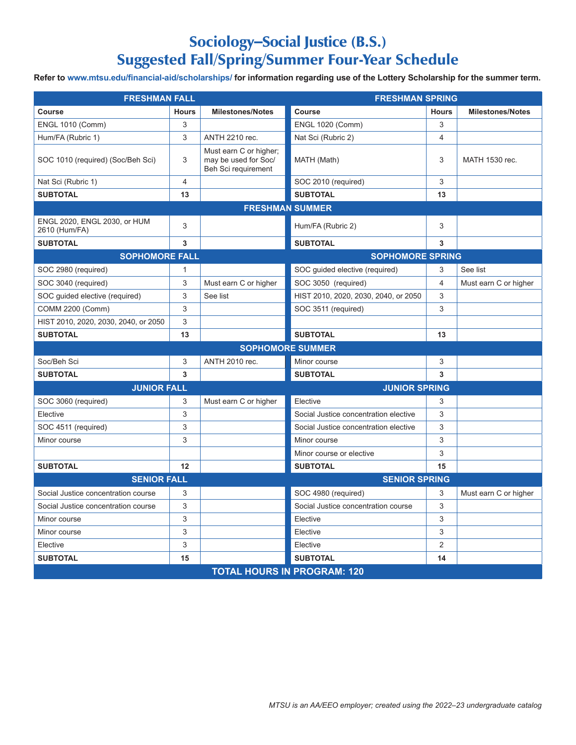# Sociology–Social Justice (B.S.)
# Suggested Fall/Spring/Summer Four-Year Schedule

**Refer to www.mtsu.edu/financial-aid/scholarships/ for information regarding use of the Lottery Scholarship for the summer term.**

| FRESHMAN FALL | | | FRESHMAN SPRING | | |
|---|---|---|---|---|---|
| **Course** | **Hours** | **Milestones/Notes** | **Course** | **Hours** | **Milestones/Notes** |
| ENGL 1010 (Comm) | 3 | | ENGL 1020 (Comm) | 3 | |
| Hum/FA (Rubric 1) | 3 | ANTH 2210 rec. | Nat Sci (Rubric 2) | 4 | |
| SOC 1010 (required) (Soc/Beh Sci) | 3 | Must earn C or higher; may be used for Soc/ Beh Sci requirement | MATH (Math) | 3 | MATH 1530 rec. |
| Nat Sci (Rubric 1) | 4 | | SOC 2010 (required) | 3 | |
| **SUBTOTAL** | **13** | | **SUBTOTAL** | **13** | |
| **FRESHMAN SUMMER** | | | | | |
| ENGL 2020, ENGL 2030, or HUM 2610 (Hum/FA) | 3 | | Hum/FA (Rubric 2) | 3 | |
| **SUBTOTAL** | **3** | | **SUBTOTAL** | **3** | |
| **SOPHOMORE FALL** | | | **SOPHOMORE SPRING** | | |
| SOC 2980 (required) | 1 | | SOC guided elective (required) | 3 | See list |
| SOC 3040 (required) | 3 | Must earn C or higher | SOC 3050 (required) | 4 | Must earn C or higher |
| SOC guided elective (required) | 3 | See list | HIST 2010, 2020, 2030, 2040, or 2050 | 3 | |
| COMM 2200 (Comm) | 3 | | SOC 3511 (required) | 3 | |
| HIST 2010, 2020, 2030, 2040, or 2050 | 3 | | | | |
| **SUBTOTAL** | **13** | | **SUBTOTAL** | **13** | |
| **SOPHOMORE SUMMER** | | | | | |
| Soc/Beh Sci | 3 | ANTH 2010 rec. | Minor course | 3 | |
| **SUBTOTAL** | **3** | | **SUBTOTAL** | **3** | |
| **JUNIOR FALL** | | | **JUNIOR SPRING** | | |
| SOC 3060 (required) | 3 | Must earn C or higher | Elective | 3 | |
| Elective | 3 | | Social Justice concentration elective | 3 | |
| SOC 4511 (required) | 3 | | Social Justice concentration elective | 3 | |
| Minor course | 3 | | Minor course | 3 | |
| | | | Minor course or elective | 3 | |
| **SUBTOTAL** | **12** | | **SUBTOTAL** | **15** | |
| **SENIOR FALL** | | | **SENIOR SPRING** | | |
| Social Justice concentration course | 3 | | SOC 4980 (required) | 3 | Must earn C or higher |
| Social Justice concentration course | 3 | | Social Justice concentration course | 3 | |
| Minor course | 3 | | Elective | 3 | |
| Minor course | 3 | | Elective | 3 | |
| Elective | 3 | | Elective | 2 | |
| **SUBTOTAL** | **15** | | **SUBTOTAL** | **14** | |
| **TOTAL HOURS IN PROGRAM: 120** | | | | | |

*MTSU is an AA/EEO employer; created using the 2022–23 undergraduate catalog*